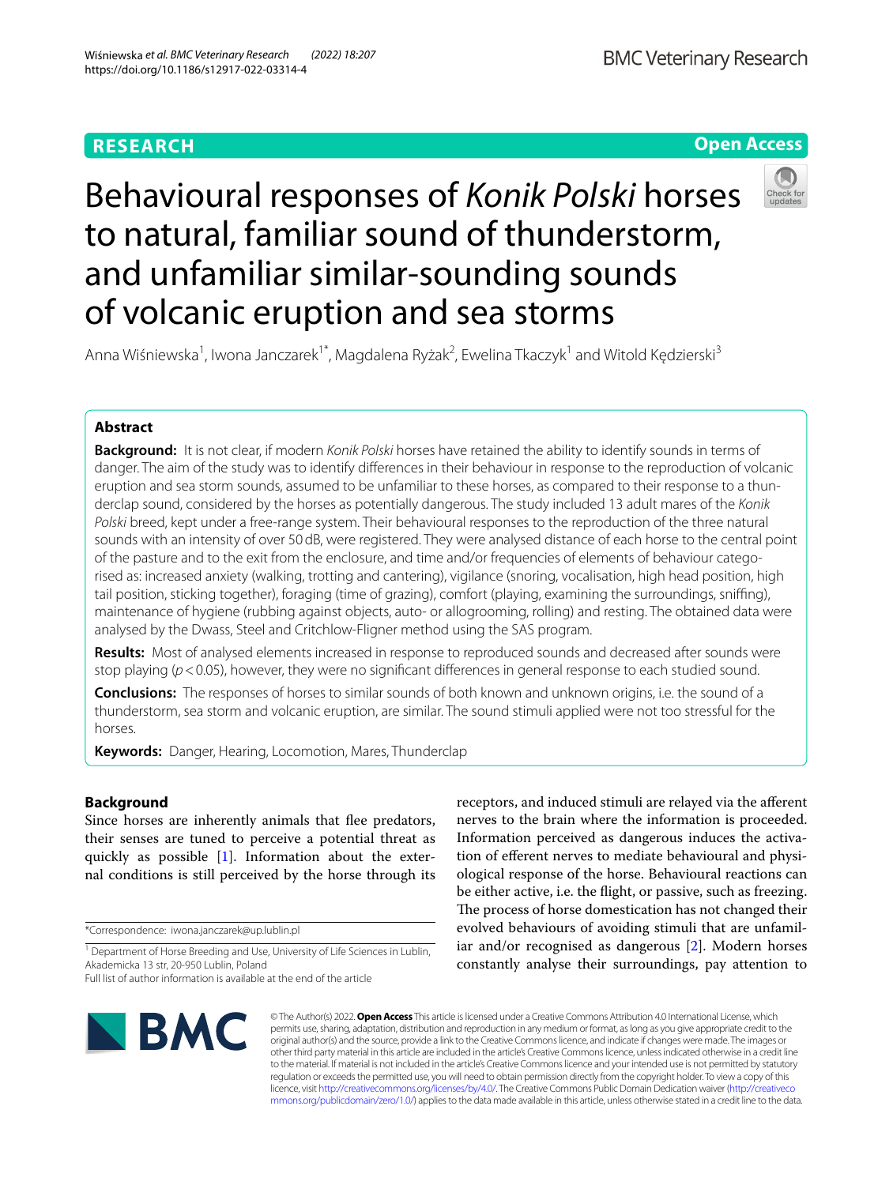RESEARCH

Open Access

# Behavioural responses of *Konik Polski* horses to natural, familiar sound of thunderstorm, and unfamiliar similar-sounding sounds of volcanic eruption and sea storms

Anna Wiśniewska[1], Iwona Janczarek[1*], Magdalena Ryżak[2], Ewelina Tkaczyk[1] and Witold Kędzierski[3]

## Abstract

**Background:** It is not clear, if modern *Konik Polski* horses have retained the ability to identify sounds in terms of danger. The aim of the study was to identify differences in their behaviour in response to the reproduction of volcanic eruption and sea storm sounds, assumed to be unfamiliar to these horses, as compared to their response to a thunderclap sound, considered by the horses as potentially dangerous. The study included 13 adult mares of the *Konik Polski* breed, kept under a free-range system. Their behavioural responses to the reproduction of the three natural sounds with an intensity of over 50 dB, were registered. They were analysed distance of each horse to the central point of the pasture and to the exit from the enclosure, and time and/or frequencies of elements of behaviour categorised as: increased anxiety (walking, trotting and cantering), vigilance (snoring, vocalisation, high head position, high tail position, sticking together), foraging (time of grazing), comfort (playing, examining the surroundings, sniffing), maintenance of hygiene (rubbing against objects, auto- or allogrooming, rolling) and resting. The obtained data were analysed by the Dwass, Steel and Critchlow-Fligner method using the SAS program.

**Results:** Most of analysed elements increased in response to reproduced sounds and decreased after sounds were stop playing ($p < 0.05$), however, they were no significant differences in general response to each studied sound.

**Conclusions:** The responses of horses to similar sounds of both known and unknown origins, i.e. the sound of a thunderstorm, sea storm and volcanic eruption, are similar. The sound stimuli applied were not too stressful for the horses.

**Keywords:** Danger, Hearing, Locomotion, Mares, Thunderclap

## Background

Since horses are inherently animals that flee predators, their senses are tuned to perceive a potential threat as quickly as possible [1]. Information about the external conditions is still perceived by the horse through its receptors, and induced stimuli are relayed via the afferent nerves to the brain where the information is proceeded. Information perceived as dangerous induces the activation of efferent nerves to mediate behavioural and physiological response of the horse. Behavioural reactions can be either active, i.e. the flight, or passive, such as freezing. The process of horse domestication has not changed their evolved behaviours of avoiding stimuli that are unfamiliar and/or recognised as dangerous [2]. Modern horses constantly analyse their surroundings, pay attention to

*Correspondence: iwona.janczarek@up.lublin.pl

[1] Department of Horse Breeding and Use, University of Life Sciences in Lublin, Akademicka 13 str, 20-950 Lublin, Poland

Full list of author information is available at the end of the article

© The Author(s) 2022. **Open Access** This article is licensed under a Creative Commons Attribution 4.0 International License, which permits use, sharing, adaptation, distribution and reproduction in any medium or format, as long as you give appropriate credit to the original author(s) and the source, provide a link to the Creative Commons licence, and indicate if changes were made. The images or other third party material in this article are included in the article's Creative Commons licence, unless indicated otherwise in a credit line to the material. If material is not included in the article's Creative Commons licence and your intended use is not permitted by statutory regulation or exceeds the permitted use, you will need to obtain permission directly from the copyright holder. To view a copy of this licence, visit http://creativecommons.org/licenses/by/4.0/. The Creative Commons Public Domain Dedication waiver (http://creativecommons.org/publicdomain/zero/1.0/) applies to the data made available in this article, unless otherwise stated in a credit line to the data.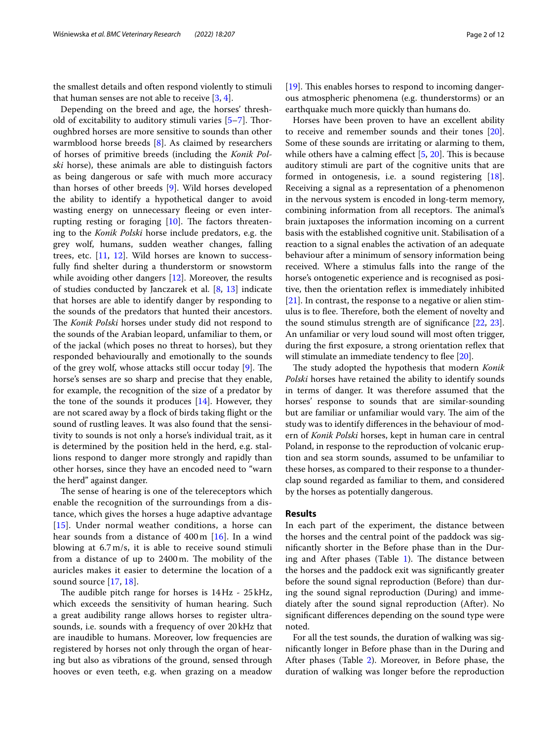the smallest details and often respond violently to stimuli that human senses are not able to receive [3, 4].

Depending on the breed and age, the horses' threshold of excitability to auditory stimuli varies [5–7]. Thoroughbred horses are more sensitive to sounds than other warmblood horse breeds [8]. As claimed by researchers of horses of primitive breeds (including the *Konik Polski* horse), these animals are able to distinguish factors as being dangerous or safe with much more accuracy than horses of other breeds [9]. Wild horses developed the ability to identify a hypothetical danger to avoid wasting energy on unnecessary fleeing or even interrupting resting or foraging [10]. The factors threatening to the *Konik Polski* horse include predators, e.g. the grey wolf, humans, sudden weather changes, falling trees, etc. [11, 12]. Wild horses are known to successfully find shelter during a thunderstorm or snowstorm while avoiding other dangers [12]. Moreover, the results of studies conducted by Janczarek et al. [8, 13] indicate that horses are able to identify danger by responding to the sounds of the predators that hunted their ancestors. The *Konik Polski* horses under study did not respond to the sounds of the Arabian leopard, unfamiliar to them, or of the jackal (which poses no threat to horses), but they responded behaviourally and emotionally to the sounds of the grey wolf, whose attacks still occur today [9]. The horse's senses are so sharp and precise that they enable, for example, the recognition of the size of a predator by the tone of the sounds it produces [14]. However, they are not scared away by a flock of birds taking flight or the sound of rustling leaves. It was also found that the sensitivity to sounds is not only a horse's individual trait, as it is determined by the position held in the herd, e.g. stallions respond to danger more strongly and rapidly than other horses, since they have an encoded need to "warn the herd" against danger.

The sense of hearing is one of the telereceptors which enable the recognition of the surroundings from a distance, which gives the horses a huge adaptive advantage [15]. Under normal weather conditions, a horse can hear sounds from a distance of 400 m [16]. In a wind blowing at 6.7 m/s, it is able to receive sound stimuli from a distance of up to 2400 m. The mobility of the auricles makes it easier to determine the location of a sound source [17, 18].

The audible pitch range for horses is 14 Hz - 25 kHz, which exceeds the sensitivity of human hearing. Such a great audibility range allows horses to register ultrasounds, i.e. sounds with a frequency of over 20 kHz that are inaudible to humans. Moreover, low frequencies are registered by horses not only through the organ of hearing but also as vibrations of the ground, sensed through hooves or even teeth, e.g. when grazing on a meadow [19]. This enables horses to respond to incoming dangerous atmospheric phenomena (e.g. thunderstorms) or an earthquake much more quickly than humans do.

Horses have been proven to have an excellent ability to receive and remember sounds and their tones [20]. Some of these sounds are irritating or alarming to them, while others have a calming effect [5, 20]. This is because auditory stimuli are part of the cognitive units that are formed in ontogenesis, i.e. a sound registering [18]. Receiving a signal as a representation of a phenomenon in the nervous system is encoded in long-term memory, combining information from all receptors. The animal's brain juxtaposes the information incoming on a current basis with the established cognitive unit. Stabilisation of a reaction to a signal enables the activation of an adequate behaviour after a minimum of sensory information being received. Where a stimulus falls into the range of the horse's ontogenetic experience and is recognised as positive, then the orientation reflex is immediately inhibited [21]. In contrast, the response to a negative or alien stimulus is to flee. Therefore, both the element of novelty and the sound stimulus strength are of significance [22, 23]. An unfamiliar or very loud sound will most often trigger, during the first exposure, a strong orientation reflex that will stimulate an immediate tendency to flee [20].

The study adopted the hypothesis that modern *Konik Polski* horses have retained the ability to identify sounds in terms of danger. It was therefore assumed that the horses' response to sounds that are similar-sounding but are familiar or unfamiliar would vary. The aim of the study was to identify differences in the behaviour of modern *Konik Polski* horses, kept in human care in central Poland, in response to the reproduction of volcanic eruption and sea storm sounds, assumed to be unfamiliar to these horses, as compared to their response to a thunderclap sound regarded as familiar to them, and considered by the horses as potentially dangerous.

## Results

In each part of the experiment, the distance between the horses and the central point of the paddock was significantly shorter in the Before phase than in the During and After phases (Table 1). The distance between the horses and the paddock exit was significantly greater before the sound signal reproduction (Before) than during the sound signal reproduction (During) and immediately after the sound signal reproduction (After). No significant differences depending on the sound type were noted.

For all the test sounds, the duration of walking was significantly longer in Before phase than in the During and After phases (Table 2). Moreover, in Before phase, the duration of walking was longer before the reproduction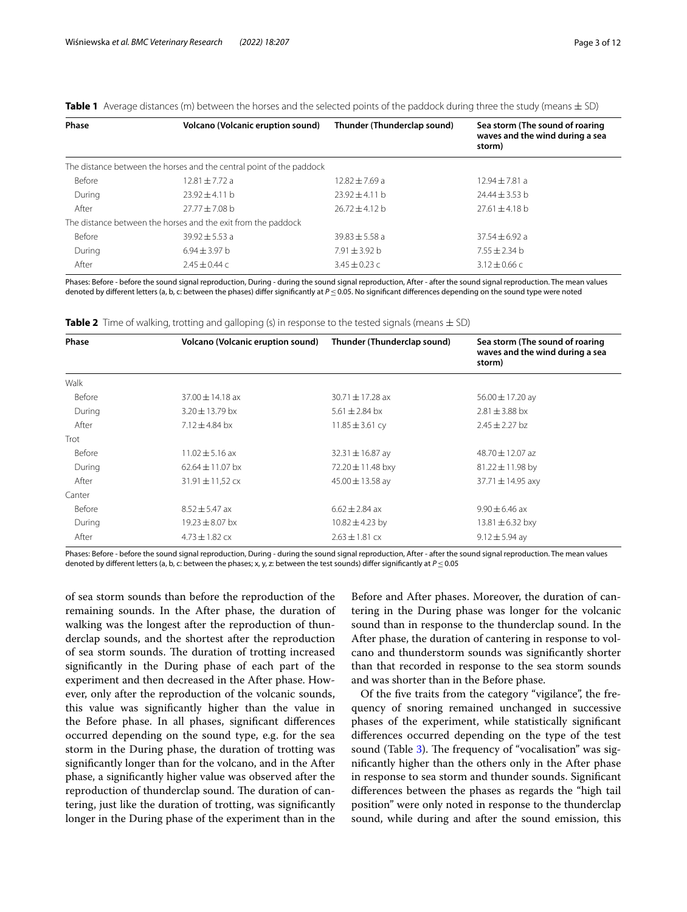**Table 1** Average distances (m) between the horses and the selected points of the paddock during three the study (means ± SD)

| Phase | Volcano (Volcanic eruption sound) | Thunder (Thunderclap sound) | Sea storm (The sound of roaring waves and the wind during a sea storm) |
|---|---|---|---|
| The distance between the horses and the central point of the paddock | | | |
| Before | 12.81 ± 7.72 a | 12.82 ± 7.69 a | 12.94 ± 7.81 a |
| During | 23.92 ± 4.11 b | 23.92 ± 4.11 b | 24.44 ± 3.53 b |
| After | 27.77 ± 7.08 b | 26.72 ± 4.12 b | 27.61 ± 4.18 b |
| The distance between the horses and the exit from the paddock | | | |
| Before | 39.92 ± 5.53 a | 39.83 ± 5.58 a | 37.54 ± 6.92 a |
| During | 6.94 ± 3.97 b | 7.91 ± 3.92 b | 7.55 ± 2.34 b |
| After | 2.45 ± 0.44 c | 3.45 ± 0.23 c | 3.12 ± 0.66 c |

Phases: Before - before the sound signal reproduction, During - during the sound signal reproduction, After - after the sound signal reproduction. The mean values denoted by different letters (a, b, c: between the phases) differ significantly at $P \leq 0.05$. No significant differences depending on the sound type were noted

**Table 2** Time of walking, trotting and galloping (s) in response to the tested signals (means ± SD)

| Phase | Volcano (Volcanic eruption sound) | Thunder (Thunderclap sound) | Sea storm (The sound of roaring waves and the wind during a sea storm) |
|---|---|---|---|
| Walk | | | |
| Before | 37.00 ± 14.18 ax | 30.71 ± 17.28 ax | 56.00 ± 17.20 ay |
| During | 3.20 ± 13.79 bx | 5.61 ± 2.84 bx | 2.81 ± 3.88 bx |
| After | 7.12 ± 4.84 bx | 11.85 ± 3.61 cy | 2.45 ± 2.27 bz |
| Trot | | | |
| Before | 11.02 ± 5.16 ax | 32.31 ± 16.87 ay | 48.70 ± 12.07 az |
| During | 62.64 ± 11.07 bx | 72.20 ± 11.48 bxy | 81.22 ± 11.98 by |
| After | 31.91 ± 11,52 cx | 45.00 ± 13.58 ay | 37.71 ± 14.95 axy |
| Canter | | | |
| Before | 8.52 ± 5.47 ax | 6.62 ± 2.84 ax | 9.90 ± 6.46 ax |
| During | 19.23 ± 8.07 bx | 10.82 ± 4.23 by | 13.81 ± 6.32 bxy |
| After | 4.73 ± 1.82 cx | 2.63 ± 1.81 cx | 9.12 ± 5.94 ay |

Phases: Before - before the sound signal reproduction, During - during the sound signal reproduction, After - after the sound signal reproduction. The mean values denoted by different letters (a, b, c: between the phases; x, y, z: between the test sounds) differ significantly at $P \leq 0.05$

of sea storm sounds than before the reproduction of the remaining sounds. In the After phase, the duration of walking was the longest after the reproduction of thunderclap sounds, and the shortest after the reproduction of sea storm sounds. The duration of trotting increased significantly in the During phase of each part of the experiment and then decreased in the After phase. However, only after the reproduction of the volcanic sounds, this value was significantly higher than the value in the Before phase. In all phases, significant differences occurred depending on the sound type, e.g. for the sea storm in the During phase, the duration of trotting was significantly longer than for the volcano, and in the After phase, a significantly higher value was observed after the reproduction of thunderclap sound. The duration of cantering, just like the duration of trotting, was significantly longer in the During phase of the experiment than in the Before and After phases. Moreover, the duration of cantering in the During phase was longer for the volcanic sound than in response to the thunderclap sound. In the After phase, the duration of cantering in response to volcano and thunderstorm sounds was significantly shorter than that recorded in response to the sea storm sounds and was shorter than in the Before phase.

Of the five traits from the category "vigilance", the frequency of snoring remained unchanged in successive phases of the experiment, while statistically significant differences occurred depending on the type of the test sound (Table 3). The frequency of "vocalisation" was significantly higher than the others only in the After phase in response to sea storm and thunder sounds. Significant differences between the phases as regards the "high tail position" were only noted in response to the thunderclap sound, while during and after the sound emission, this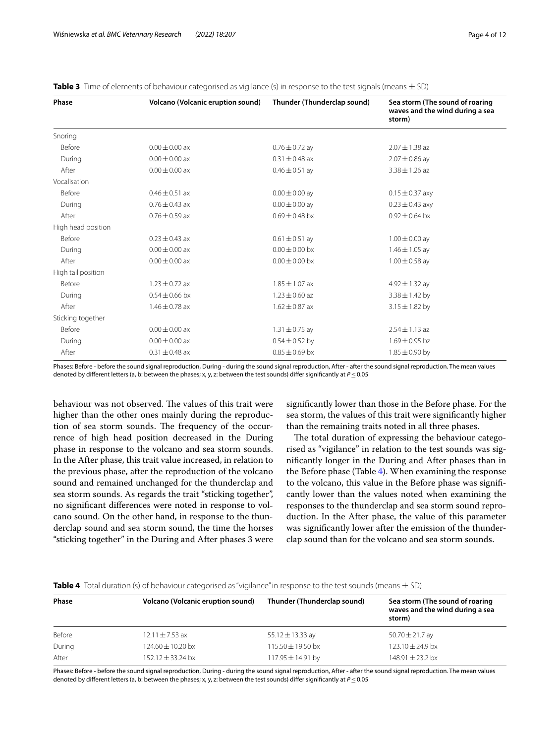**Table 3** Time of elements of behaviour categorised as vigilance (s) in response to the test signals (means ± SD)

| Phase | Volcano (Volcanic eruption sound) | Thunder (Thunderclap sound) | Sea storm (The sound of roaring waves and the wind during a sea storm) |
|---|---|---|---|
| Snoring | | | |
| Before | 0.00 ± 0.00 ax | 0.76 ± 0.72 ay | 2.07 ± 1.38 az |
| During | 0.00 ± 0.00 ax | 0.31 ± 0.48 ax | 2.07 ± 0.86 ay |
| After | 0.00 ± 0.00 ax | 0.46 ± 0.51 ay | 3.38 ± 1.26 az |
| Vocalisation | | | |
| Before | 0.46 ± 0.51 ax | 0.00 ± 0.00 ay | 0.15 ± 0.37 axy |
| During | 0.76 ± 0.43 ax | 0.00 ± 0.00 ay | 0.23 ± 0.43 axy |
| After | 0.76 ± 0.59 ax | 0.69 ± 0.48 bx | 0.92 ± 0.64 bx |
| High head position | | | |
| Before | 0.23 ± 0.43 ax | 0.61 ± 0.51 ay | 1.00 ± 0.00 ay |
| During | 0.00 ± 0.00 ax | 0.00 ± 0.00 bx | 1.46 ± 1.05 ay |
| After | 0.00 ± 0.00 ax | 0.00 ± 0.00 bx | 1.00 ± 0.58 ay |
| High tail position | | | |
| Before | 1.23 ± 0.72 ax | 1.85 ± 1.07 ax | 4.92 ± 1.32 ay |
| During | 0.54 ± 0.66 bx | 1.23 ± 0.60 az | 3.38 ± 1.42 by |
| After | 1.46 ± 0.78 ax | 1.62 ± 0.87 ax | 3.15 ± 1.82 by |
| Sticking together | | | |
| Before | 0.00 ± 0.00 ax | 1.31 ± 0.75 ay | 2.54 ± 1.13 az |
| During | 0.00 ± 0.00 ax | 0.54 ± 0.52 by | 1.69 ± 0.95 bz |
| After | 0.31 ± 0.48 ax | 0.85 ± 0.69 bx | 1.85 ± 0.90 by |

Phases: Before - before the sound signal reproduction, During - during the sound signal reproduction, After - after the sound signal reproduction. The mean values denoted by different letters (a, b: between the phases; x, y, z: between the test sounds) differ significantly at $P \leq 0.05$

behaviour was not observed. The values of this trait were higher than the other ones mainly during the reproduction of sea storm sounds. The frequency of the occurrence of high head position decreased in the During phase in response to the volcano and sea storm sounds. In the After phase, this trait value increased, in relation to the previous phase, after the reproduction of the volcano sound and remained unchanged for the thunderclap and sea storm sounds. As regards the trait "sticking together", no significant differences were noted in response to volcano sound. On the other hand, in response to the thunderclap sound and sea storm sound, the time the horses "sticking together" in the During and After phases 3 were significantly lower than those in the Before phase. For the sea storm, the values of this trait were significantly higher than the remaining traits noted in all three phases.

The total duration of expressing the behaviour categorised as "vigilance" in relation to the test sounds was significantly longer in the During and After phases than in the Before phase (Table 4). When examining the response to the volcano, this value in the Before phase was significantly lower than the values noted when examining the responses to the thunderclap and sea storm sound reproduction. In the After phase, the value of this parameter was significantly lower after the emission of the thunderclap sound than for the volcano and sea storm sounds.

**Table 4** Total duration (s) of behaviour categorised as "vigilance" in response to the test sounds (means ± SD)

| Phase | Volcano (Volcanic eruption sound) | Thunder (Thunderclap sound) | Sea storm (The sound of roaring waves and the wind during a sea storm) |
|---|---|---|---|
| Before | 12.11 ± 7.53 ax | 55.12 ± 13.33 ay | 50.70 ± 21.7 ay |
| During | 124.60 ± 10.20 bx | 115.50 ± 19.50 bx | 123.10 ± 24.9 bx |
| After | 152.12 ± 33.24 bx | 117.95 ± 14.91 by | 148.91 ± 23.2 bx |

Phases: Before - before the sound signal reproduction, During - during the sound signal reproduction, After - after the sound signal reproduction. The mean values denoted by different letters (a, b: between the phases; x, y, z: between the test sounds) differ significantly at $P \leq 0.05$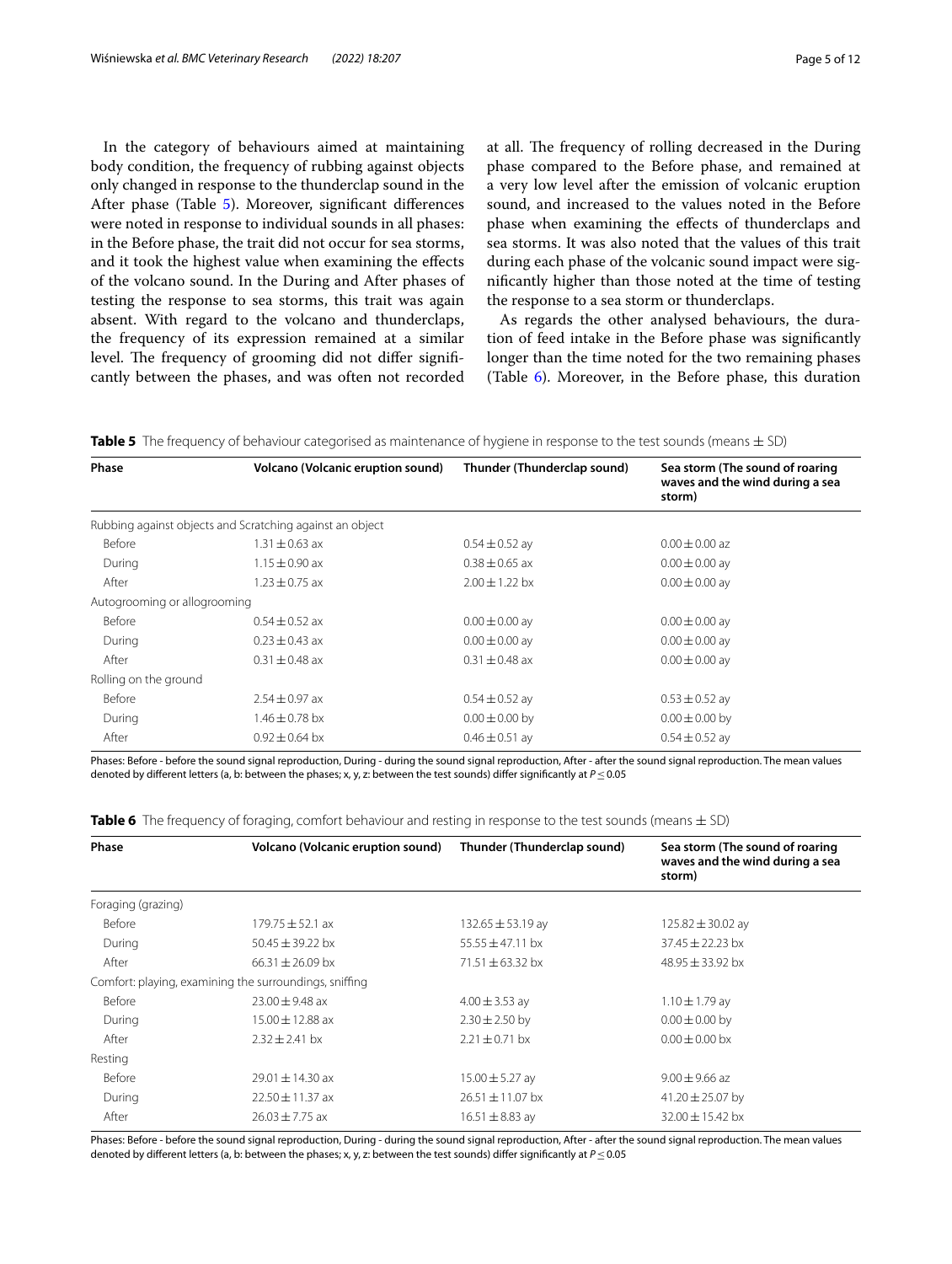In the category of behaviours aimed at maintaining body condition, the frequency of rubbing against objects only changed in response to the thunderclap sound in the After phase (Table 5). Moreover, significant differences were noted in response to individual sounds in all phases: in the Before phase, the trait did not occur for sea storms, and it took the highest value when examining the effects of the volcano sound. In the During and After phases of testing the response to sea storms, this trait was again absent. With regard to the volcano and thunderclaps, the frequency of its expression remained at a similar level. The frequency of grooming did not differ significantly between the phases, and was often not recorded at all. The frequency of rolling decreased in the During phase compared to the Before phase, and remained at a very low level after the emission of volcanic eruption sound, and increased to the values noted in the Before phase when examining the effects of thunderclaps and sea storms. It was also noted that the values of this trait during each phase of the volcanic sound impact were significantly higher than those noted at the time of testing the response to a sea storm or thunderclaps.

As regards the other analysed behaviours, the duration of feed intake in the Before phase was significantly longer than the time noted for the two remaining phases (Table 6). Moreover, in the Before phase, this duration

**Table 5** The frequency of behaviour categorised as maintenance of hygiene in response to the test sounds (means ± SD)

| Phase | Volcano (Volcanic eruption sound) | Thunder (Thunderclap sound) | Sea storm (The sound of roaring waves and the wind during a sea storm) |
|---|---|---|---|
| Rubbing against objects and Scratching against an object | | | |
| Before | 1.31 ± 0.63 ax | 0.54 ± 0.52 ay | 0.00 ± 0.00 az |
| During | 1.15 ± 0.90 ax | 0.38 ± 0.65 ax | 0.00 ± 0.00 ay |
| After | 1.23 ± 0.75 ax | 2.00 ± 1.22 bx | 0.00 ± 0.00 ay |
| Autogrooming or allogrooming | | | |
| Before | 0.54 ± 0.52 ax | 0.00 ± 0.00 ay | 0.00 ± 0.00 ay |
| During | 0.23 ± 0.43 ax | 0.00 ± 0.00 ay | 0.00 ± 0.00 ay |
| After | 0.31 ± 0.48 ax | 0.31 ± 0.48 ax | 0.00 ± 0.00 ay |
| Rolling on the ground | | | |
| Before | 2.54 ± 0.97 ax | 0.54 ± 0.52 ay | 0.53 ± 0.52 ay |
| During | 1.46 ± 0.78 bx | 0.00 ± 0.00 by | 0.00 ± 0.00 by |
| After | 0.92 ± 0.64 bx | 0.46 ± 0.51 ay | 0.54 ± 0.52 ay |

Phases: Before - before the sound signal reproduction, During - during the sound signal reproduction, After - after the sound signal reproduction. The mean values denoted by different letters (a, b: between the phases; x, y, z: between the test sounds) differ significantly at $P \leq 0.05$

**Table 6** The frequency of foraging, comfort behaviour and resting in response to the test sounds (means ± SD)

| Phase | Volcano (Volcanic eruption sound) | Thunder (Thunderclap sound) | Sea storm (The sound of roaring waves and the wind during a sea storm) |
|---|---|---|---|
| Foraging (grazing) | | | |
| Before | 179.75 ± 52.1 ax | 132.65 ± 53.19 ay | 125.82 ± 30.02 ay |
| During | 50.45 ± 39.22 bx | 55.55 ± 47.11 bx | 37.45 ± 22.23 bx |
| After | 66.31 ± 26.09 bx | 71.51 ± 63.32 bx | 48.95 ± 33.92 bx |
| Comfort: playing, examining the surroundings, sniffing | | | |
| Before | 23.00 ± 9.48 ax | 4.00 ± 3.53 ay | 1.10 ± 1.79 ay |
| During | 15.00 ± 12.88 ax | 2.30 ± 2.50 by | 0.00 ± 0.00 by |
| After | 2.32 ± 2.41 bx | 2.21 ± 0.71 bx | 0.00 ± 0.00 bx |
| Resting | | | |
| Before | 29.01 ± 14.30 ax | 15.00 ± 5.27 ay | 9.00 ± 9.66 az |
| During | 22.50 ± 11.37 ax | 26.51 ± 11.07 bx | 41.20 ± 25.07 by |
| After | 26.03 ± 7.75 ax | 16.51 ± 8.83 ay | 32.00 ± 15.42 bx |

Phases: Before - before the sound signal reproduction, During - during the sound signal reproduction, After - after the sound signal reproduction. The mean values denoted by different letters (a, b: between the phases; x, y, z: between the test sounds) differ significantly at $P \leq 0.05$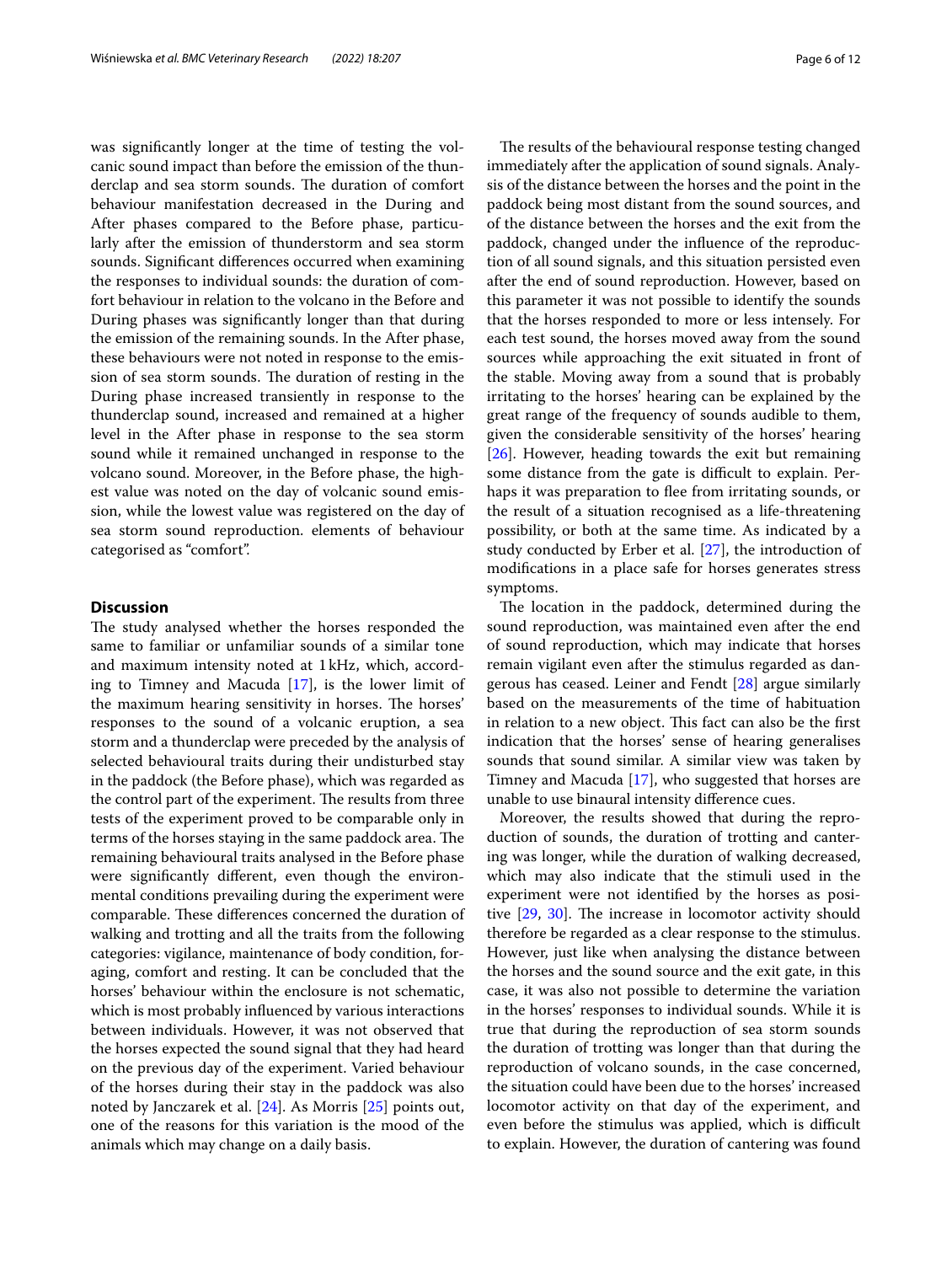was significantly longer at the time of testing the volcanic sound impact than before the emission of the thunderclap and sea storm sounds. The duration of comfort behaviour manifestation decreased in the During and After phases compared to the Before phase, particularly after the emission of thunderstorm and sea storm sounds. Significant differences occurred when examining the responses to individual sounds: the duration of comfort behaviour in relation to the volcano in the Before and During phases was significantly longer than that during the emission of the remaining sounds. In the After phase, these behaviours were not noted in response to the emission of sea storm sounds. The duration of resting in the During phase increased transiently in response to the thunderclap sound, increased and remained at a higher level in the After phase in response to the sea storm sound while it remained unchanged in response to the volcano sound. Moreover, in the Before phase, the highest value was noted on the day of volcanic sound emission, while the lowest value was registered on the day of sea storm sound reproduction. elements of behaviour categorised as "comfort".

## Discussion

The study analysed whether the horses responded the same to familiar or unfamiliar sounds of a similar tone and maximum intensity noted at 1 kHz, which, according to Timney and Macuda [17], is the lower limit of the maximum hearing sensitivity in horses. The horses' responses to the sound of a volcanic eruption, a sea storm and a thunderclap were preceded by the analysis of selected behavioural traits during their undisturbed stay in the paddock (the Before phase), which was regarded as the control part of the experiment. The results from three tests of the experiment proved to be comparable only in terms of the horses staying in the same paddock area. The remaining behavioural traits analysed in the Before phase were significantly different, even though the environmental conditions prevailing during the experiment were comparable. These differences concerned the duration of walking and trotting and all the traits from the following categories: vigilance, maintenance of body condition, foraging, comfort and resting. It can be concluded that the horses' behaviour within the enclosure is not schematic, which is most probably influenced by various interactions between individuals. However, it was not observed that the horses expected the sound signal that they had heard on the previous day of the experiment. Varied behaviour of the horses during their stay in the paddock was also noted by Janczarek et al. [24]. As Morris [25] points out, one of the reasons for this variation is the mood of the animals which may change on a daily basis.

The results of the behavioural response testing changed immediately after the application of sound signals. Analysis of the distance between the horses and the point in the paddock being most distant from the sound sources, and of the distance between the horses and the exit from the paddock, changed under the influence of the reproduction of all sound signals, and this situation persisted even after the end of sound reproduction. However, based on this parameter it was not possible to identify the sounds that the horses responded to more or less intensely. For each test sound, the horses moved away from the sound sources while approaching the exit situated in front of the stable. Moving away from a sound that is probably irritating to the horses' hearing can be explained by the great range of the frequency of sounds audible to them, given the considerable sensitivity of the horses' hearing [26]. However, heading towards the exit but remaining some distance from the gate is difficult to explain. Perhaps it was preparation to flee from irritating sounds, or the result of a situation recognised as a life-threatening possibility, or both at the same time. As indicated by a study conducted by Erber et al. [27], the introduction of modifications in a place safe for horses generates stress symptoms.

The location in the paddock, determined during the sound reproduction, was maintained even after the end of sound reproduction, which may indicate that horses remain vigilant even after the stimulus regarded as dangerous has ceased. Leiner and Fendt [28] argue similarly based on the measurements of the time of habituation in relation to a new object. This fact can also be the first indication that the horses' sense of hearing generalises sounds that sound similar. A similar view was taken by Timney and Macuda [17], who suggested that horses are unable to use binaural intensity difference cues.

Moreover, the results showed that during the reproduction of sounds, the duration of trotting and cantering was longer, while the duration of walking decreased, which may also indicate that the stimuli used in the experiment were not identified by the horses as positive [29, 30]. The increase in locomotor activity should therefore be regarded as a clear response to the stimulus. However, just like when analysing the distance between the horses and the sound source and the exit gate, in this case, it was also not possible to determine the variation in the horses' responses to individual sounds. While it is true that during the reproduction of sea storm sounds the duration of trotting was longer than that during the reproduction of volcano sounds, in the case concerned, the situation could have been due to the horses' increased locomotor activity on that day of the experiment, and even before the stimulus was applied, which is difficult to explain. However, the duration of cantering was found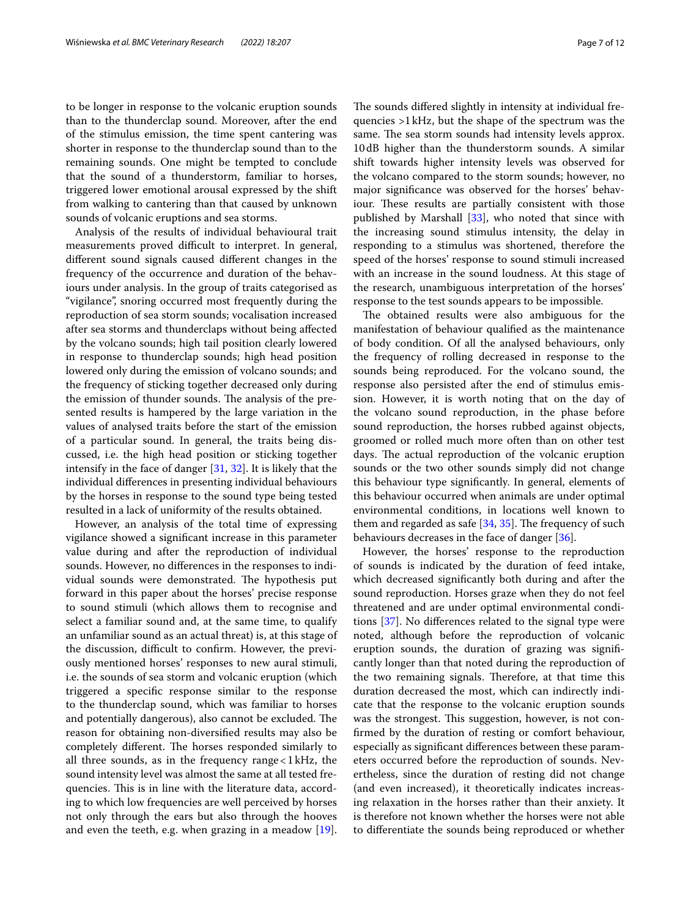to be longer in response to the volcanic eruption sounds than to the thunderclap sound. Moreover, after the end of the stimulus emission, the time spent cantering was shorter in response to the thunderclap sound than to the remaining sounds. One might be tempted to conclude that the sound of a thunderstorm, familiar to horses, triggered lower emotional arousal expressed by the shift from walking to cantering than that caused by unknown sounds of volcanic eruptions and sea storms.

Analysis of the results of individual behavioural trait measurements proved difficult to interpret. In general, different sound signals caused different changes in the frequency of the occurrence and duration of the behaviours under analysis. In the group of traits categorised as "vigilance", snoring occurred most frequently during the reproduction of sea storm sounds; vocalisation increased after sea storms and thunderclaps without being affected by the volcano sounds; high tail position clearly lowered in response to thunderclap sounds; high head position lowered only during the emission of volcano sounds; and the frequency of sticking together decreased only during the emission of thunder sounds. The analysis of the presented results is hampered by the large variation in the values of analysed traits before the start of the emission of a particular sound. In general, the traits being discussed, i.e. the high head position or sticking together intensify in the face of danger [31, 32]. It is likely that the individual differences in presenting individual behaviours by the horses in response to the sound type being tested resulted in a lack of uniformity of the results obtained.

However, an analysis of the total time of expressing vigilance showed a significant increase in this parameter value during and after the reproduction of individual sounds. However, no differences in the responses to individual sounds were demonstrated. The hypothesis put forward in this paper about the horses' precise response to sound stimuli (which allows them to recognise and select a familiar sound and, at the same time, to qualify an unfamiliar sound as an actual threat) is, at this stage of the discussion, difficult to confirm. However, the previously mentioned horses' responses to new aural stimuli, i.e. the sounds of sea storm and volcanic eruption (which triggered a specific response similar to the response to the thunderclap sound, which was familiar to horses and potentially dangerous), also cannot be excluded. The reason for obtaining non-diversified results may also be completely different. The horses responded similarly to all three sounds, as in the frequency range < 1 kHz, the sound intensity level was almost the same at all tested frequencies. This is in line with the literature data, according to which low frequencies are well perceived by horses not only through the ears but also through the hooves and even the teeth, e.g. when grazing in a meadow [19]. The sounds differed slightly in intensity at individual frequencies >1 kHz, but the shape of the spectrum was the same. The sea storm sounds had intensity levels approx. 10 dB higher than the thunderstorm sounds. A similar shift towards higher intensity levels was observed for the volcano compared to the storm sounds; however, no major significance was observed for the horses' behaviour. These results are partially consistent with those published by Marshall [33], who noted that since with the increasing sound stimulus intensity, the delay in responding to a stimulus was shortened, therefore the speed of the horses' response to sound stimuli increased with an increase in the sound loudness. At this stage of the research, unambiguous interpretation of the horses' response to the test sounds appears to be impossible.

The obtained results were also ambiguous for the manifestation of behaviour qualified as the maintenance of body condition. Of all the analysed behaviours, only the frequency of rolling decreased in response to the sounds being reproduced. For the volcano sound, the response also persisted after the end of stimulus emission. However, it is worth noting that on the day of the volcano sound reproduction, in the phase before sound reproduction, the horses rubbed against objects, groomed or rolled much more often than on other test days. The actual reproduction of the volcanic eruption sounds or the two other sounds simply did not change this behaviour type significantly. In general, elements of this behaviour occurred when animals are under optimal environmental conditions, in locations well known to them and regarded as safe [34, 35]. The frequency of such behaviours decreases in the face of danger [36].

However, the horses' response to the reproduction of sounds is indicated by the duration of feed intake, which decreased significantly both during and after the sound reproduction. Horses graze when they do not feel threatened and are under optimal environmental conditions [37]. No differences related to the signal type were noted, although before the reproduction of volcanic eruption sounds, the duration of grazing was significantly longer than that noted during the reproduction of the two remaining signals. Therefore, at that time this duration decreased the most, which can indirectly indicate that the response to the volcanic eruption sounds was the strongest. This suggestion, however, is not confirmed by the duration of resting or comfort behaviour, especially as significant differences between these parameters occurred before the reproduction of sounds. Nevertheless, since the duration of resting did not change (and even increased), it theoretically indicates increasing relaxation in the horses rather than their anxiety. It is therefore not known whether the horses were not able to differentiate the sounds being reproduced or whether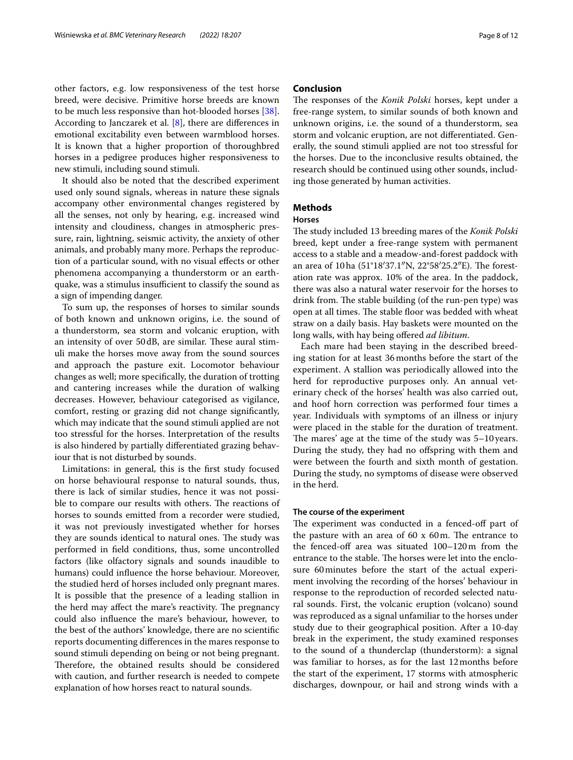other factors, e.g. low responsiveness of the test horse breed, were decisive. Primitive horse breeds are known to be much less responsive than hot-blooded horses [38]. According to Janczarek et al. [8], there are differences in emotional excitability even between warmblood horses. It is known that a higher proportion of thoroughbred horses in a pedigree produces higher responsiveness to new stimuli, including sound stimuli.

It should also be noted that the described experiment used only sound signals, whereas in nature these signals accompany other environmental changes registered by all the senses, not only by hearing, e.g. increased wind intensity and cloudiness, changes in atmospheric pressure, rain, lightning, seismic activity, the anxiety of other animals, and probably many more. Perhaps the reproduction of a particular sound, with no visual effects or other phenomena accompanying a thunderstorm or an earthquake, was a stimulus insufficient to classify the sound as a sign of impending danger.

To sum up, the responses of horses to similar sounds of both known and unknown origins, i.e. the sound of a thunderstorm, sea storm and volcanic eruption, with an intensity of over 50 dB, are similar. These aural stimuli make the horses move away from the sound sources and approach the pasture exit. Locomotor behaviour changes as well; more specifically, the duration of trotting and cantering increases while the duration of walking decreases. However, behaviour categorised as vigilance, comfort, resting or grazing did not change significantly, which may indicate that the sound stimuli applied are not too stressful for the horses. Interpretation of the results is also hindered by partially differentiated grazing behaviour that is not disturbed by sounds.

Limitations: in general, this is the first study focused on horse behavioural response to natural sounds, thus, there is lack of similar studies, hence it was not possible to compare our results with others. The reactions of horses to sounds emitted from a recorder were studied, it was not previously investigated whether for horses they are sounds identical to natural ones. The study was performed in field conditions, thus, some uncontrolled factors (like olfactory signals and sounds inaudible to humans) could influence the horse behaviour. Moreover, the studied herd of horses included only pregnant mares. It is possible that the presence of a leading stallion in the herd may affect the mare's reactivity. The pregnancy could also influence the mare's behaviour, however, to the best of the authors' knowledge, there are no scientific reports documenting differences in the mares response to sound stimuli depending on being or not being pregnant. Therefore, the obtained results should be considered with caution, and further research is needed to compete explanation of how horses react to natural sounds.

## Conclusion

The responses of the *Konik Polski* horses, kept under a free-range system, to similar sounds of both known and unknown origins, i.e. the sound of a thunderstorm, sea storm and volcanic eruption, are not differentiated. Generally, the sound stimuli applied are not too stressful for the horses. Due to the inconclusive results obtained, the research should be continued using other sounds, including those generated by human activities.

## Methods

### Horses

The study included 13 breeding mares of the *Konik Polski* breed, kept under a free-range system with permanent access to a stable and a meadow-and-forest paddock with an area of 10 ha (51°18′37.1″N, 22°58′25.2″E). The forestation rate was approx. 10% of the area. In the paddock, there was also a natural water reservoir for the horses to drink from. The stable building (of the run-pen type) was open at all times. The stable floor was bedded with wheat straw on a daily basis. Hay baskets were mounted on the long walls, with hay being offered *ad libitum*.

Each mare had been staying in the described breeding station for at least 36 months before the start of the experiment. A stallion was periodically allowed into the herd for reproductive purposes only. An annual veterinary check of the horses' health was also carried out, and hoof horn correction was performed four times a year. Individuals with symptoms of an illness or injury were placed in the stable for the duration of treatment. The mares' age at the time of the study was 5–10 years. During the study, they had no offspring with them and were between the fourth and sixth month of gestation. During the study, no symptoms of disease were observed in the herd.

### The course of the experiment

The experiment was conducted in a fenced-off part of the pasture with an area of 60 x 60 m. The entrance to the fenced-off area was situated 100–120 m from the entrance to the stable. The horses were let into the enclosure 60 minutes before the start of the actual experiment involving the recording of the horses' behaviour in response to the reproduction of recorded selected natural sounds. First, the volcanic eruption (volcano) sound was reproduced as a signal unfamiliar to the horses under study due to their geographical position. After a 10-day break in the experiment, the study examined responses to the sound of a thunderclap (thunderstorm): a signal was familiar to horses, as for the last 12 months before the start of the experiment, 17 storms with atmospheric discharges, downpour, or hail and strong winds with a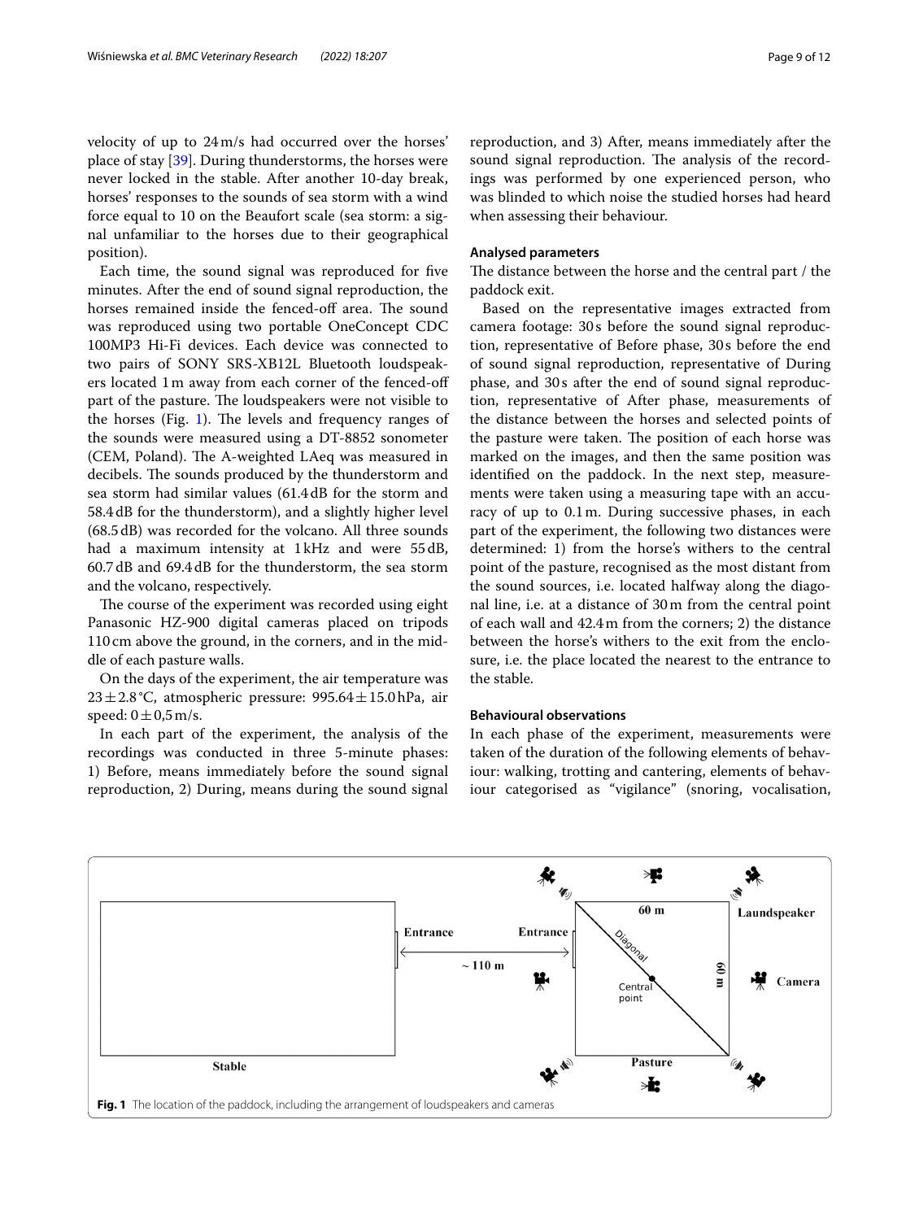velocity of up to 24 m/s had occurred over the horses' place of stay [39]. During thunderstorms, the horses were never locked in the stable. After another 10-day break, horses' responses to the sounds of sea storm with a wind force equal to 10 on the Beaufort scale (sea storm: a signal unfamiliar to the horses due to their geographical position).

Each time, the sound signal was reproduced for five minutes. After the end of sound signal reproduction, the horses remained inside the fenced-off area. The sound was reproduced using two portable OneConcept CDC 100MP3 Hi-Fi devices. Each device was connected to two pairs of SONY SRS-XB12L Bluetooth loudspeakers located 1 m away from each corner of the fenced-off part of the pasture. The loudspeakers were not visible to the horses (Fig. 1). The levels and frequency ranges of the sounds were measured using a DT-8852 sonometer (CEM, Poland). The A-weighted LAeq was measured in decibels. The sounds produced by the thunderstorm and sea storm had similar values (61.4 dB for the storm and 58.4 dB for the thunderstorm), and a slightly higher level (68.5 dB) was recorded for the volcano. All three sounds had a maximum intensity at 1 kHz and were 55 dB, 60.7 dB and 69.4 dB for the thunderstorm, the sea storm and the volcano, respectively.

The course of the experiment was recorded using eight Panasonic HZ-900 digital cameras placed on tripods 110 cm above the ground, in the corners, and in the middle of each pasture walls.

On the days of the experiment, the air temperature was $23 \pm 2.8$ °C, atmospheric pressure: $995.64 \pm 15.0$ hPa, air speed: $0 \pm 0{,}5$ m/s.

In each part of the experiment, the analysis of the recordings was conducted in three 5-minute phases: 1) Before, means immediately before the sound signal reproduction, 2) During, means during the sound signal reproduction, and 3) After, means immediately after the sound signal reproduction. The analysis of the recordings was performed by one experienced person, who was blinded to which noise the studied horses had heard when assessing their behaviour.

### Analysed parameters

The distance between the horse and the central part / the paddock exit.

Based on the representative images extracted from camera footage: 30 s before the sound signal reproduction, representative of Before phase, 30 s before the end of sound signal reproduction, representative of During phase, and 30 s after the end of sound signal reproduction, representative of After phase, measurements of the distance between the horses and selected points of the pasture were taken. The position of each horse was marked on the images, and then the same position was identified on the paddock. In the next step, measurements were taken using a measuring tape with an accuracy of up to 0.1 m. During successive phases, in each part of the experiment, the following two distances were determined: 1) from the horse's withers to the central point of the pasture, recognised as the most distant from the sound sources, i.e. located halfway along the diagonal line, i.e. at a distance of 30 m from the central point of each wall and 42.4 m from the corners; 2) the distance between the horse's withers to the exit from the enclosure, i.e. the place located the nearest to the entrance to the stable.

### Behavioural observations

In each phase of the experiment, measurements were taken of the duration of the following elements of behaviour: walking, trotting and cantering, elements of behaviour categorised as "vigilance" (snoring, vocalisation,

**Fig. 1** The location of the paddock, including the arrangement of loudspeakers and cameras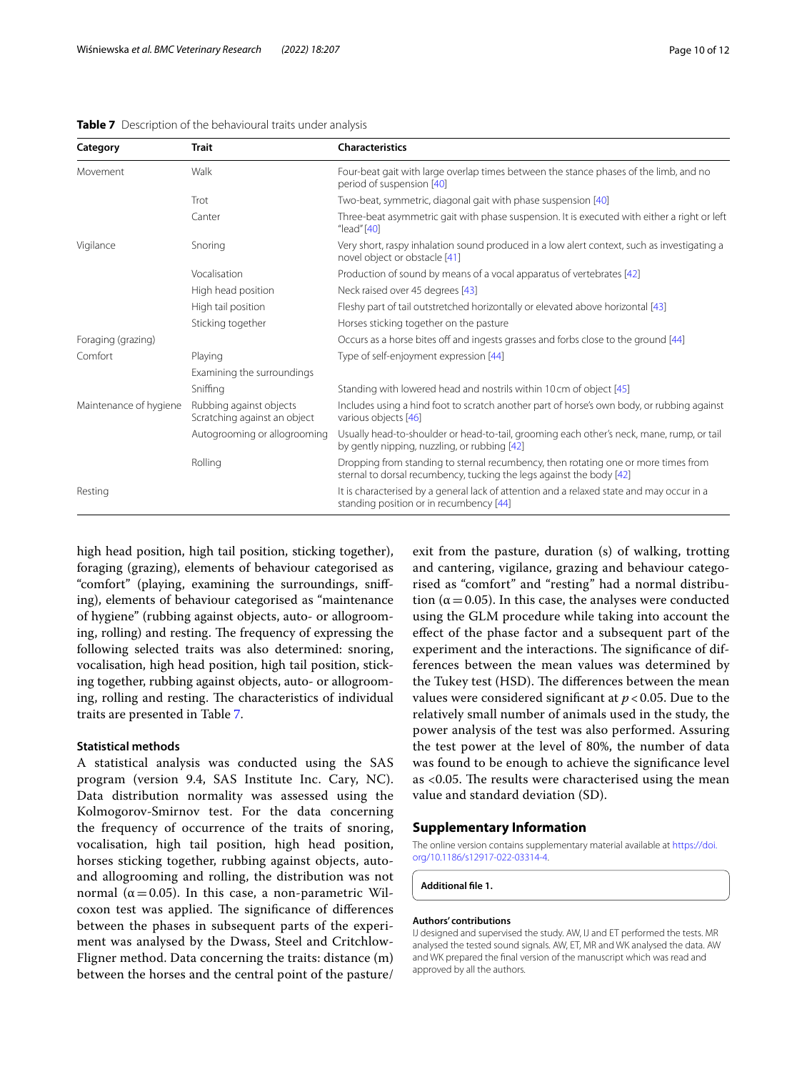**Table 7** Description of the behavioural traits under analysis

| Category | Trait | Characteristics |
|---|---|---|
| Movement | Walk | Four-beat gait with large overlap times between the stance phases of the limb, and no period of suspension [40] |
| | Trot | Two-beat, symmetric, diagonal gait with phase suspension [40] |
| | Canter | Three-beat asymmetric gait with phase suspension. It is executed with either a right or left "lead" [40] |
| Vigilance | Snoring | Very short, raspy inhalation sound produced in a low alert context, such as investigating a novel object or obstacle [41] |
| | Vocalisation | Production of sound by means of a vocal apparatus of vertebrates [42] |
| | High head position | Neck raised over 45 degrees [43] |
| | High tail position | Fleshy part of tail outstretched horizontally or elevated above horizontal [43] |
| | Sticking together | Horses sticking together on the pasture |
| Foraging (grazing) | | Occurs as a horse bites off and ingests grasses and forbs close to the ground [44] |
| Comfort | Playing | Type of self-enjoyment expression [44] |
| | Examining the surroundings | |
| | Sniffing | Standing with lowered head and nostrils within 10 cm of object [45] |
| Maintenance of hygiene | Rubbing against objects Scratching against an object | Includes using a hind foot to scratch another part of horse's own body, or rubbing against various objects [46] |
| | Autogrooming or allogrooming | Usually head-to-shoulder or head-to-tail, grooming each other's neck, mane, rump, or tail by gently nipping, nuzzling, or rubbing [42] |
| | Rolling | Dropping from standing to sternal recumbency, then rotating one or more times from sternal to dorsal recumbency, tucking the legs against the body [42] |
| Resting | | It is characterised by a general lack of attention and a relaxed state and may occur in a standing position or in recumbency [44] |

high head position, high tail position, sticking together), foraging (grazing), elements of behaviour categorised as "comfort" (playing, examining the surroundings, sniffing), elements of behaviour categorised as "maintenance of hygiene" (rubbing against objects, auto- or allogrooming, rolling) and resting. The frequency of expressing the following selected traits was also determined: snoring, vocalisation, high head position, high tail position, sticking together, rubbing against objects, auto- or allogrooming, rolling and resting. The characteristics of individual traits are presented in Table 7.

### Statistical methods

A statistical analysis was conducted using the SAS program (version 9.4, SAS Institute Inc. Cary, NC). Data distribution normality was assessed using the Kolmogorov-Smirnov test. For the data concerning the frequency of occurrence of the traits of snoring, vocalisation, high tail position, high head position, horses sticking together, rubbing against objects, auto- and allogrooming and rolling, the distribution was not normal ($\alpha = 0.05$). In this case, a non-parametric Wilcoxon test was applied. The significance of differences between the phases in subsequent parts of the experiment was analysed by the Dwass, Steel and Critchlow-Fligner method. Data concerning the traits: distance (m) between the horses and the central point of the pasture/exit from the pasture, duration (s) of walking, trotting and cantering, vigilance, grazing and behaviour categorised as "comfort" and "resting" had a normal distribution ($\alpha = 0.05$). In this case, the analyses were conducted using the GLM procedure while taking into account the effect of the phase factor and a subsequent part of the experiment and the interactions. The significance of differences between the mean values was determined by the Tukey test (HSD). The differences between the mean values were considered significant at $p < 0.05$. Due to the relatively small number of animals used in the study, the power analysis of the test was also performed. Assuring the test power at the level of 80%, the number of data was found to be enough to achieve the significance level as <0.05. The results were characterised using the mean value and standard deviation (SD).

## Supplementary Information

The online version contains supplementary material available at https://doi.org/10.1186/s12917-022-03314-4.

**Additional file 1.**

#### Authors' contributions

IJ designed and supervised the study. AW, IJ and ET performed the tests. MR analysed the tested sound signals. AW, ET, MR and WK analysed the data. AW and WK prepared the final version of the manuscript which was read and approved by all the authors.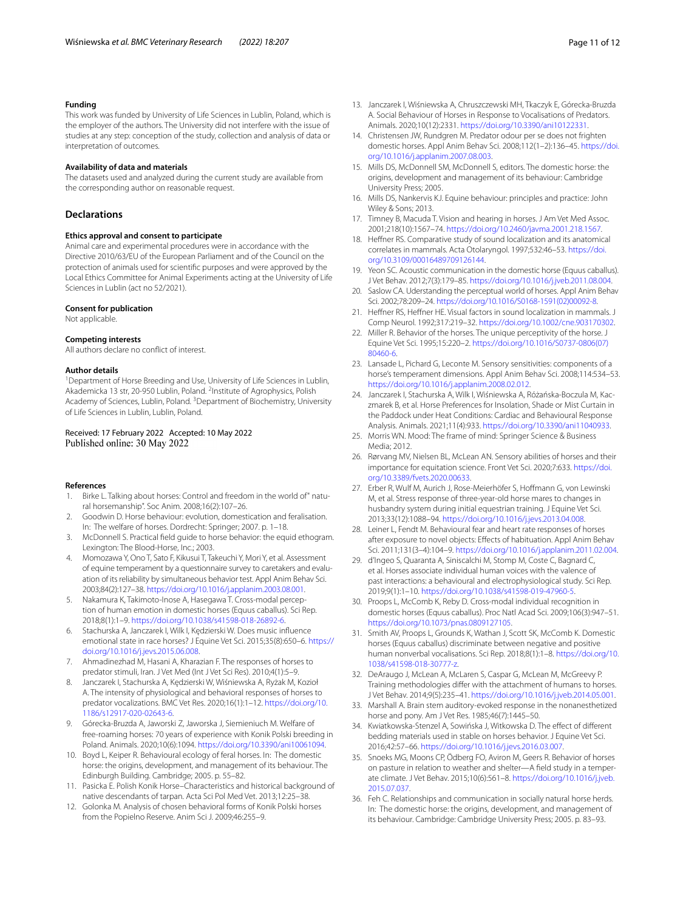#### Funding

This work was funded by University of Life Sciences in Lublin, Poland, which is the employer of the authors. The University did not interfere with the issue of studies at any step: conception of the study, collection and analysis of data or interpretation of outcomes.

#### Availability of data and materials

The datasets used and analyzed during the current study are available from the corresponding author on reasonable request.

## Declarations

#### Ethics approval and consent to participate

Animal care and experimental procedures were in accordance with the Directive 2010/63/EU of the European Parliament and of the Council on the protection of animals used for scientific purposes and were approved by the Local Ethics Committee for Animal Experiments acting at the University of Life Sciences in Lublin (act no 52/2021).

#### Consent for publication

Not applicable.

#### Competing interests

All authors declare no conflict of interest.

#### Author details

[1]Department of Horse Breeding and Use, University of Life Sciences in Lublin, Akademicka 13 str, 20-950 Lublin, Poland. [2]Institute of Agrophysics, Polish Academy of Sciences, Lublin, Poland. [3]Department of Biochemistry, University of Life Sciences in Lublin, Lublin, Poland.

Received: 17 February 2022 Accepted: 10 May 2022
Published online: 30 May 2022

#### References

1. Birke L. Talking about horses: Control and freedom in the world of" natural horsemanship". Soc Anim. 2008;16(2):107–26.
2. Goodwin D. Horse behaviour: evolution, domestication and feralisation. In: The welfare of horses. Dordrecht: Springer; 2007. p. 1–18.
3. McDonnell S. Practical field guide to horse behavior: the equid ethogram. Lexington: The Blood-Horse, Inc.; 2003.
4. Momozawa Y, Ono T, Sato F, Kikusui T, Takeuchi Y, Mori Y, et al. Assessment of equine temperament by a questionnaire survey to caretakers and evaluation of its reliability by simultaneous behavior test. Appl Anim Behav Sci. 2003;84(2):127–38. https://doi.org/10.1016/j.applanim.2003.08.001.
5. Nakamura K, Takimoto-Inose A, Hasegawa T. Cross-modal perception of human emotion in domestic horses (Equus caballus). Sci Rep. 2018;8(1):1–9. https://doi.org/10.1038/s41598-018-26892-6.
6. Stachurska A, Janczarek I, Wilk I, Kędzierski W. Does music influence emotional state in race horses? J Equine Vet Sci. 2015;35(8):650–6. https://doi.org/10.1016/j.jevs.2015.06.008.
7. Ahmadinezhad M, Hasani A, Kharazian F. The responses of horses to predator stimuli, Iran. J Vet Med (Int J Vet Sci Res). 2010;4(1):5–9.
8. Janczarek I, Stachurska A, Kędzierski W, Wiśniewska A, Ryżak M, Kozioł A. The intensity of physiological and behavioral responses of horses to predator vocalizations. BMC Vet Res. 2020;16(1):1–12. https://doi.org/10.1186/s12917-020-02643-6.
9. Górecka-Bruzda A, Jaworski Z, Jaworska J, Siemieniuch M. Welfare of free-roaming horses: 70 years of experience with Konik Polski breeding in Poland. Animals. 2020;10(6):1094. https://doi.org/10.3390/ani10061094.
10. Boyd L, Keiper R. Behavioural ecology of feral horses. In: The domestic horse: the origins, development, and management of its behaviour. The Edinburgh Building. Cambridge; 2005. p. 55–82.
11. Pasicka E. Polish Konik Horse–Characteristics and historical background of native descendants of tarpan. Acta Sci Pol Med Vet. 2013;12:25–38.
12. Golonka M. Analysis of chosen behavioral forms of Konik Polski horses from the Popielno Reserve. Anim Sci J. 2009;46:255–9.
13. Janczarek I, Wiśniewska A, Chruszczewski MH, Tkaczyk E, Górecka-Bruzda A. Social Behaviour of Horses in Response to Vocalisations of Predators. Animals. 2020;10(12):2331. https://doi.org/10.3390/ani10122331.
14. Christensen JW, Rundgren M. Predator odour per se does not frighten domestic horses. Appl Anim Behav Sci. 2008;112(1–2):136–45. https://doi.org/10.1016/j.applanim.2007.08.003.
15. Mills DS, McDonnell SM, McDonnell S, editors. The domestic horse: the origins, development and management of its behaviour: Cambridge University Press; 2005.
16. Mills DS, Nankervis KJ. Equine behaviour: principles and practice: John Wiley & Sons; 2013.
17. Timney B, Macuda T. Vision and hearing in horses. J Am Vet Med Assoc. 2001;218(10):1567–74. https://doi.org/10.2460/javma.2001.218.1567.
18. Heffner RS. Comparative study of sound localization and its anatomical correlates in mammals. Acta Otolaryngol. 1997;532:46–53. https://doi.org/10.3109/00016489709126144.
19. Yeon SC. Acoustic communication in the domestic horse (Equus caballus). J Vet Behav. 2012;7(3):179–85. https://doi.org/10.1016/j.jveb.2011.08.004.
20. Saslow CA. Uderstanding the perceptual world of horses. Appl Anim Behav Sci. 2002;78:209–24. https://doi.org/10.1016/S0168-1591(02)00092-8.
21. Heffner RS, Heffner HE. Visual factors in sound localization in mammals. J Comp Neurol. 1992;317:219–32. https://doi.org/10.1002/cne.903170302.
22. Miller R. Behavior of the horses. The unique perceptivity of the horse. J Equine Vet Sci. 1995;15:220–2. https://doi.org/10.1016/S0737-0806(07)80460-6.
23. Lansade L, Pichard G, Leconte M. Sensory sensitivities: components of a horse's temperament dimensions. Appl Anim Behav Sci. 2008;114:534–53. https://doi.org/10.1016/j.applanim.2008.02.012.
24. Janczarek I, Stachurska A, Wilk I, Wiśniewska A, Różańska-Boczula M, Kaczmarek B, et al. Horse Preferences for Insolation, Shade or Mist Curtain in the Paddock under Heat Conditions: Cardiac and Behavioural Response Analysis. Animals. 2021;11(4):933. https://doi.org/10.3390/ani11040933.
25. Morris WN. Mood: The frame of mind: Springer Science & Business Media; 2012.
26. Rørvang MV, Nielsen BL, McLean AN. Sensory abilities of horses and their importance for equitation science. Front Vet Sci. 2020;7:633. https://doi.org/10.3389/fvets.2020.00633.
27. Erber R, Wulf M, Aurich J, Rose-Meierhöfer S, Hoffmann G, von Lewinski M, et al. Stress response of three-year-old horse mares to changes in husbandry system during initial equestrian training. J Equine Vet Sci. 2013;33(12):1088–94. https://doi.org/10.1016/j.jevs.2013.04.008.
28. Leiner L, Fendt M. Behavioural fear and heart rate responses of horses after exposure to novel objects: Effects of habituation. Appl Anim Behav Sci. 2011;131(3–4):104–9. https://doi.org/10.1016/j.applanim.2011.02.004.
29. d'Ingeo S, Quaranta A, Siniscalchi M, Stomp M, Coste C, Bagnard C, et al. Horses associate individual human voices with the valence of past interactions: a behavioural and electrophysiological study. Sci Rep. 2019;9(1):1–10. https://doi.org/10.1038/s41598-019-47960-5.
30. Proops L, McComb K, Reby D. Cross-modal individual recognition in domestic horses (Equus caballus). Proc Natl Acad Sci. 2009;106(3):947–51. https://doi.org/10.1073/pnas.0809127105.
31. Smith AV, Proops L, Grounds K, Wathan J, Scott SK, McComb K. Domestic horses (Equus caballus) discriminate between negative and positive human nonverbal vocalisations. Sci Rep. 2018;8(1):1–8. https://doi.org/10.1038/s41598-018-30777-z.
32. DeAraugo J, McLean A, McLaren S, Caspar G, McLean M, McGreevy P. Training methodologies differ with the attachment of humans to horses. J Vet Behav. 2014;9(5):235–41. https://doi.org/10.1016/j.jveb.2014.05.001.
33. Marshall A. Brain stem auditory-evoked response in the nonanesthetized horse and pony. Am J Vet Res. 1985;46(7):1445–50.
34. Kwiatkowska-Stenzel A, Sowińska J, Witkowska D. The effect of different bedding materials used in stable on horses behavior. J Equine Vet Sci. 2016;42:57–66. https://doi.org/10.1016/j.jevs.2016.03.007.
35. Snoeks MG, Moons CP, Ödberg FO, Aviron M, Geers R. Behavior of horses on pasture in relation to weather and shelter—A field study in a temperate climate. J Vet Behav. 2015;10(6):561–8. https://doi.org/10.1016/j.jveb.2015.07.037.
36. Feh C. Relationships and communication in socially natural horse herds. In: The domestic horse: the origins, development, and management of its behaviour. Cambridge: Cambridge University Press; 2005. p. 83–93.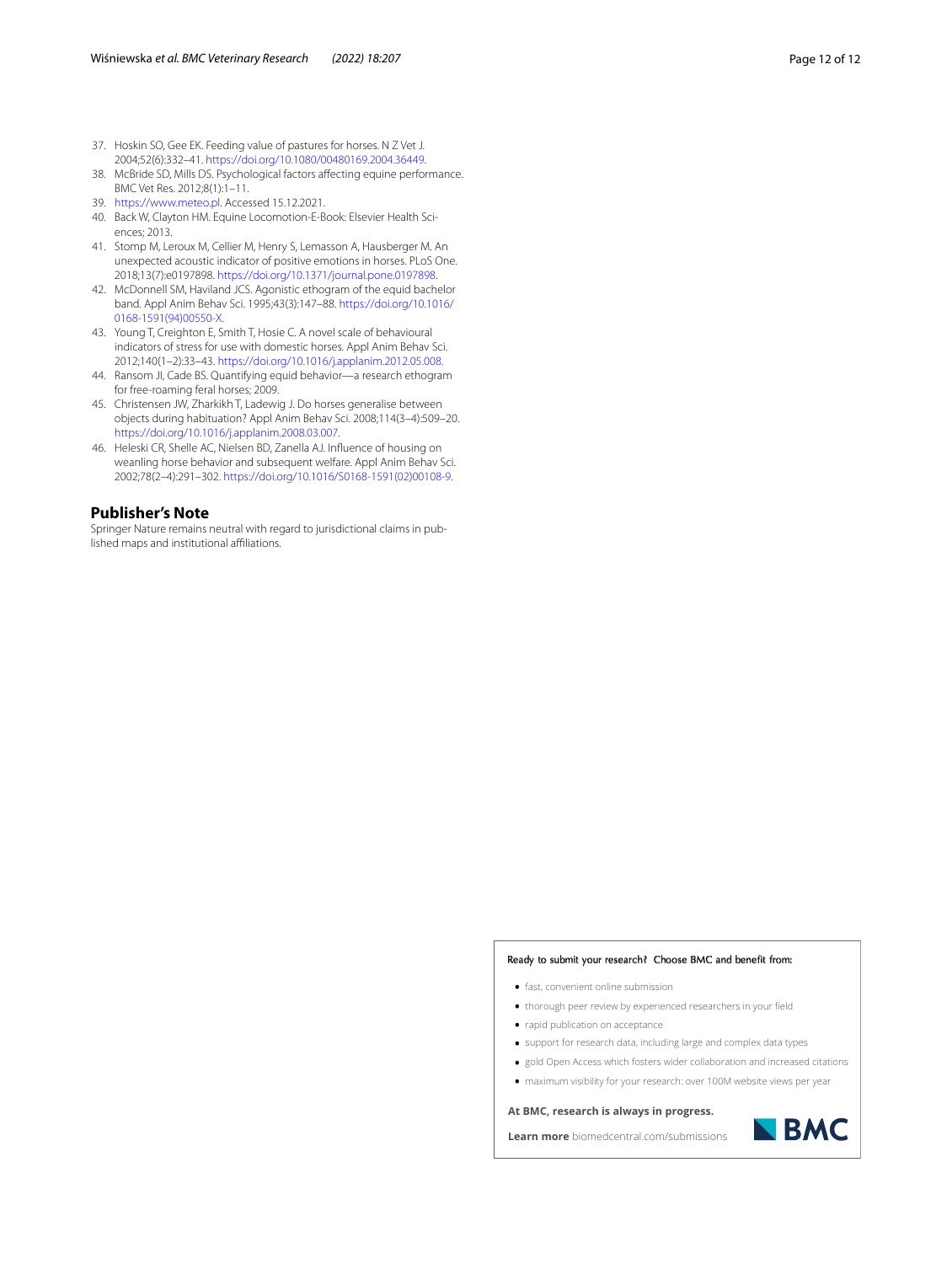37. Hoskin SO, Gee EK. Feeding value of pastures for horses. N Z Vet J. 2004;52(6):332–41. https://doi.org/10.1080/00480169.2004.36449.
38. McBride SD, Mills DS. Psychological factors affecting equine performance. BMC Vet Res. 2012;8(1):1–11.
39. https://www.meteo.pl. Accessed 15.12.2021.
40. Back W, Clayton HM. Equine Locomotion-E-Book: Elsevier Health Sciences; 2013.
41. Stomp M, Leroux M, Cellier M, Henry S, Lemasson A, Hausberger M. An unexpected acoustic indicator of positive emotions in horses. PLoS One. 2018;13(7):e0197898. https://doi.org/10.1371/journal.pone.0197898.
42. McDonnell SM, Haviland JCS. Agonistic ethogram of the equid bachelor band. Appl Anim Behav Sci. 1995;43(3):147–88. https://doi.org/10.1016/0168-1591(94)00550-X.
43. Young T, Creighton E, Smith T, Hosie C. A novel scale of behavioural indicators of stress for use with domestic horses. Appl Anim Behav Sci. 2012;140(1–2):33–43. https://doi.org/10.1016/j.applanim.2012.05.008.
44. Ransom JI, Cade BS. Quantifying equid behavior—a research ethogram for free-roaming feral horses; 2009.
45. Christensen JW, Zharkikh T, Ladewig J. Do horses generalise between objects during habituation? Appl Anim Behav Sci. 2008;114(3–4):509–20. https://doi.org/10.1016/j.applanim.2008.03.007.
46. Heleski CR, Shelle AC, Nielsen BD, Zanella AJ. Influence of housing on weanling horse behavior and subsequent welfare. Appl Anim Behav Sci. 2002;78(2–4):291–302. https://doi.org/10.1016/S0168-1591(02)00108-9.

## Publisher's Note

Springer Nature remains neutral with regard to jurisdictional claims in published maps and institutional affiliations.

Ready to submit your research? Choose BMC and benefit from:

- fast, convenient online submission
- thorough peer review by experienced researchers in your field
- rapid publication on acceptance
- support for research data, including large and complex data types
- gold Open Access which fosters wider collaboration and increased citations
- maximum visibility for your research: over 100M website views per year

**At BMC, research is always in progress.**

**Learn more** biomedcentral.com/submissions